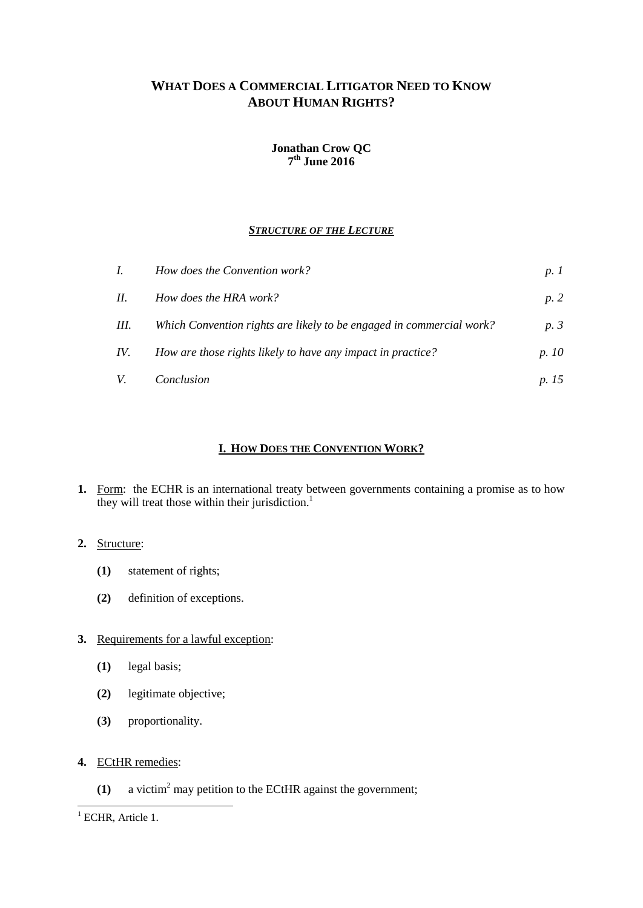# WHAT DOES A COMMERCIAL LITIGATOR NEED TO KNOW ABOUT HUMAN RIGHTS?

**Jonathan Crow QC**
**7th June 2016**

## *STRUCTURE OF THE LECTURE*

| | | |
|---|---|---|
| *I.* | *How does the Convention work?* | *p. 1* |
| *II.* | *How does the HRA work?* | *p. 2* |
| *III.* | *Which Convention rights are likely to be engaged in commercial work?* | *p. 3* |
| *IV.* | *How are those rights likely to have any impact in practice?* | *p. 10* |
| *V.* | *Conclusion* | *p. 15* |

## I. HOW DOES THE CONVENTION WORK?

**1.** Form: the ECHR is an international treaty between governments containing a promise as to how they will treat those within their jurisdiction.[1]

**2.** Structure:

- **(1)** statement of rights;
- **(2)** definition of exceptions.

**3.** Requirements for a lawful exception:

- **(1)** legal basis;
- **(2)** legitimate objective;
- **(3)** proportionality.

**4.** ECtHR remedies:

- **(1)** a victim[2] may petition to the ECtHR against the government;

---

[1] ECHR, Article 1.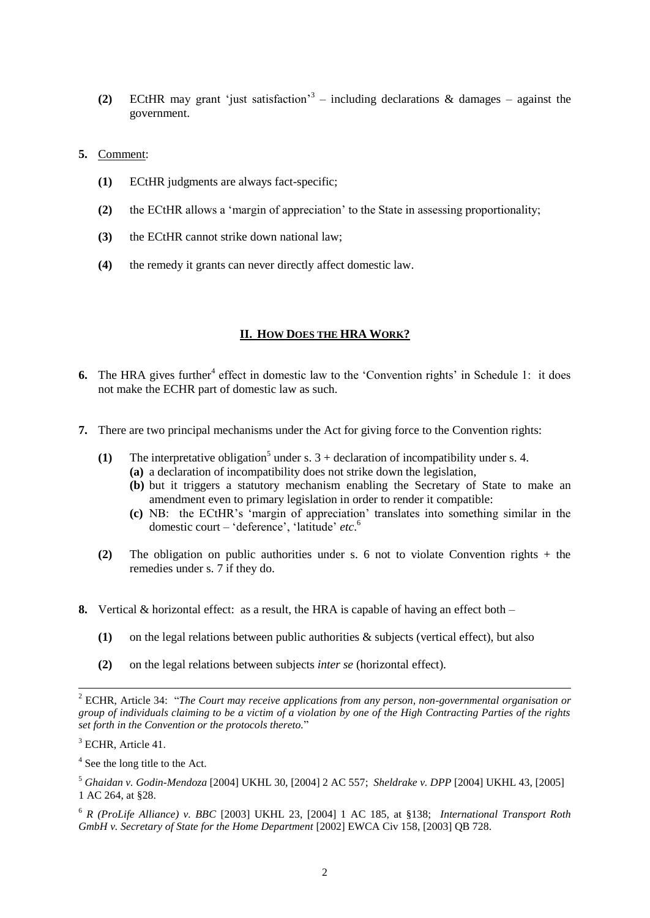**(2)** ECtHR may grant 'just satisfaction'[3] – including declarations & damages – against the government.

**5.** Comment:

**(1)** ECtHR judgments are always fact-specific;

**(2)** the ECtHR allows a 'margin of appreciation' to the State in assessing proportionality;

**(3)** the ECtHR cannot strike down national law;

**(4)** the remedy it grants can never directly affect domestic law.

## II. HOW DOES THE HRA WORK?

**6.** The HRA gives further[4] effect in domestic law to the 'Convention rights' in Schedule 1: it does not make the ECHR part of domestic law as such.

**7.** There are two principal mechanisms under the Act for giving force to the Convention rights:

**(1)** The interpretative obligation[5] under s. 3 + declaration of incompatibility under s. 4.

**(a)** a declaration of incompatibility does not strike down the legislation,

**(b)** but it triggers a statutory mechanism enabling the Secretary of State to make an amendment even to primary legislation in order to render it compatible:

**(c)** NB: the ECtHR's 'margin of appreciation' translates into something similar in the domestic court – 'deference', 'latitude' *etc*.[6]

**(2)** The obligation on public authorities under s. 6 not to violate Convention rights + the remedies under s. 7 if they do.

**8.** Vertical & horizontal effect: as a result, the HRA is capable of having an effect both –

**(1)** on the legal relations between public authorities & subjects (vertical effect), but also

**(2)** on the legal relations between subjects *inter se* (horizontal effect).

---

[2] ECHR, Article 34: "*The Court may receive applications from any person, non-governmental organisation or group of individuals claiming to be a victim of a violation by one of the High Contracting Parties of the rights set forth in the Convention or the protocols thereto.*"

[3] ECHR, Article 41.

[4] See the long title to the Act.

[5] *Ghaidan v. Godin-Mendoza* [2004] UKHL 30, [2004] 2 AC 557; *Sheldrake v. DPP* [2004] UKHL 43, [2005] 1 AC 264, at §28.

[6] *R (ProLife Alliance) v. BBC* [2003] UKHL 23, [2004] 1 AC 185, at §138; *International Transport Roth GmbH v. Secretary of State for the Home Department* [2002] EWCA Civ 158, [2003] QB 728.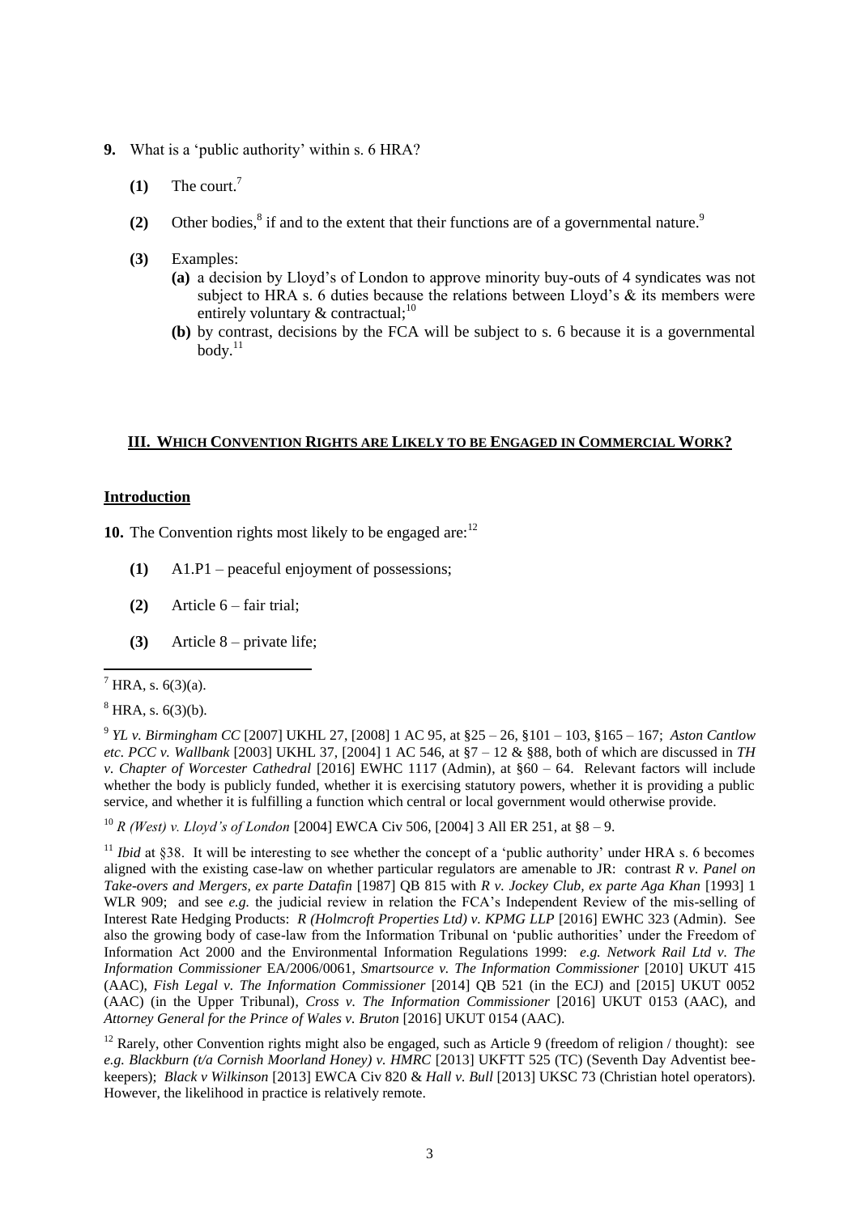**9.** What is a 'public authority' within s. 6 HRA?

**(1)** The court.[7]

**(2)** Other bodies,[8] if and to the extent that their functions are of a governmental nature.[9]

**(3)** Examples:

**(a)** a decision by Lloyd's of London to approve minority buy-outs of 4 syndicates was not subject to HRA s. 6 duties because the relations between Lloyd's & its members were entirely voluntary & contractual;[10]

**(b)** by contrast, decisions by the FCA will be subject to s. 6 because it is a governmental body.[11]

## III. WHICH CONVENTION RIGHTS ARE LIKELY TO BE ENGAGED IN COMMERCIAL WORK?

### Introduction

**10.** The Convention rights most likely to be engaged are:[12]

**(1)** A1.P1 – peaceful enjoyment of possessions;

**(2)** Article 6 – fair trial;

**(3)** Article 8 – private life;

---

[7] HRA, s. 6(3)(a).

[8] HRA, s. 6(3)(b).

[9] *YL v. Birmingham CC* [2007] UKHL 27, [2008] 1 AC 95, at §25 – 26, §101 – 103, §165 – 167; *Aston Cantlow etc. PCC v. Wallbank* [2003] UKHL 37, [2004] 1 AC 546, at §7 – 12 & §88, both of which are discussed in *TH v. Chapter of Worcester Cathedral* [2016] EWHC 1117 (Admin), at §60 – 64. Relevant factors will include whether the body is publicly funded, whether it is exercising statutory powers, whether it is providing a public service, and whether it is fulfilling a function which central or local government would otherwise provide.

[10] *R (West) v. Lloyd's of London* [2004] EWCA Civ 506, [2004] 3 All ER 251, at §8 – 9.

[11] *Ibid* at §38. It will be interesting to see whether the concept of a 'public authority' under HRA s. 6 becomes aligned with the existing case-law on whether particular regulators are amenable to JR: contrast *R v. Panel on Take-overs and Mergers, ex parte Datafin* [1987] QB 815 with *R v. Jockey Club, ex parte Aga Khan* [1993] 1 WLR 909; and see *e.g.* the judicial review in relation the FCA's Independent Review of the mis-selling of Interest Rate Hedging Products: *R (Holmcroft Properties Ltd) v. KPMG LLP* [2016] EWHC 323 (Admin). See also the growing body of case-law from the Information Tribunal on 'public authorities' under the Freedom of Information Act 2000 and the Environmental Information Regulations 1999: *e.g. Network Rail Ltd v. The Information Commissioner* EA/2006/0061, *Smartsource v. The Information Commissioner* [2010] UKUT 415 (AAC), *Fish Legal v. The Information Commissioner* [2014] QB 521 (in the ECJ) and [2015] UKUT 0052 (AAC) (in the Upper Tribunal), *Cross v. The Information Commissioner* [2016] UKUT 0153 (AAC), and *Attorney General for the Prince of Wales v. Bruton* [2016] UKUT 0154 (AAC).

[12] Rarely, other Convention rights might also be engaged, such as Article 9 (freedom of religion / thought): see *e.g. Blackburn (t/a Cornish Moorland Honey) v. HMRC* [2013] UKFTT 525 (TC) (Seventh Day Adventist bee-keepers); *Black v Wilkinson* [2013] EWCA Civ 820 & *Hall v. Bull* [2013] UKSC 73 (Christian hotel operators). However, the likelihood in practice is relatively remote.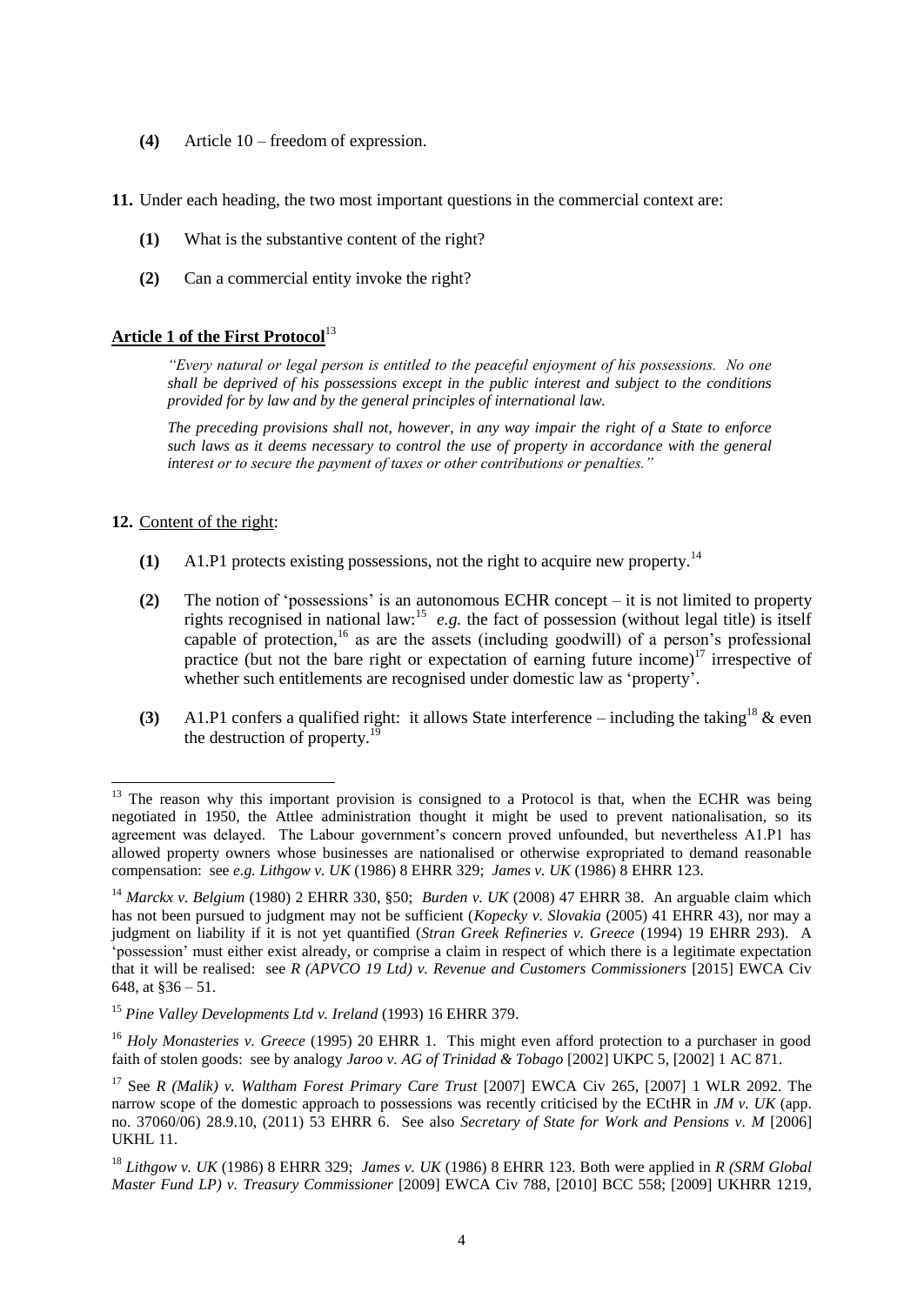**(4)** Article 10 – freedom of expression.

**11.** Under each heading, the two most important questions in the commercial context are:

**(1)** What is the substantive content of the right?

**(2)** Can a commercial entity invoke the right?

### Article 1 of the First Protocol[13]

> *"Every natural or legal person is entitled to the peaceful enjoyment of his possessions. No one shall be deprived of his possessions except in the public interest and subject to the conditions provided for by law and by the general principles of international law.*
>
> *The preceding provisions shall not, however, in any way impair the right of a State to enforce such laws as it deems necessary to control the use of property in accordance with the general interest or to secure the payment of taxes or other contributions or penalties."*

**12.** Content of the right:

**(1)** A1.P1 protects existing possessions, not the right to acquire new property.[14]

**(2)** The notion of 'possessions' is an autonomous ECHR concept – it is not limited to property rights recognised in national law:[15] *e.g.* the fact of possession (without legal title) is itself capable of protection,[16] as are the assets (including goodwill) of a person's professional practice (but not the bare right or expectation of earning future income)[17] irrespective of whether such entitlements are recognised under domestic law as 'property'.

**(3)** A1.P1 confers a qualified right: it allows State interference – including the taking[18] & even the destruction of property.[19]

---

[13] The reason why this important provision is consigned to a Protocol is that, when the ECHR was being negotiated in 1950, the Attlee administration thought it might be used to prevent nationalisation, so its agreement was delayed. The Labour government's concern proved unfounded, but nevertheless A1.P1 has allowed property owners whose businesses are nationalised or otherwise expropriated to demand reasonable compensation: see *e.g. Lithgow v. UK* (1986) 8 EHRR 329; *James v. UK* (1986) 8 EHRR 123.

[14] *Marckx v. Belgium* (1980) 2 EHRR 330, §50; *Burden v. UK* (2008) 47 EHRR 38. An arguable claim which has not been pursued to judgment may not be sufficient (*Kopecky v. Slovakia* (2005) 41 EHRR 43), nor may a judgment on liability if it is not yet quantified (*Stran Greek Refineries v. Greece* (1994) 19 EHRR 293). A 'possession' must either exist already, or comprise a claim in respect of which there is a legitimate expectation that it will be realised: see *R (APVCO 19 Ltd) v. Revenue and Customers Commissioners* [2015] EWCA Civ 648, at §36 – 51.

[15] *Pine Valley Developments Ltd v. Ireland* (1993) 16 EHRR 379.

[16] *Holy Monasteries v. Greece* (1995) 20 EHRR 1. This might even afford protection to a purchaser in good faith of stolen goods: see by analogy *Jaroo v. AG of Trinidad & Tobago* [2002] UKPC 5, [2002] 1 AC 871.

[17] See *R (Malik) v. Waltham Forest Primary Care Trust* [2007] EWCA Civ 265, [2007] 1 WLR 2092. The narrow scope of the domestic approach to possessions was recently criticised by the ECtHR in *JM v. UK* (app. no. 37060/06) 28.9.10, (2011) 53 EHRR 6. See also *Secretary of State for Work and Pensions v. M* [2006] UKHL 11.

[18] *Lithgow v. UK* (1986) 8 EHRR 329; *James v. UK* (1986) 8 EHRR 123. Both were applied in *R (SRM Global Master Fund LP) v. Treasury Commissioner* [2009] EWCA Civ 788, [2010] BCC 558; [2009] UKHRR 1219,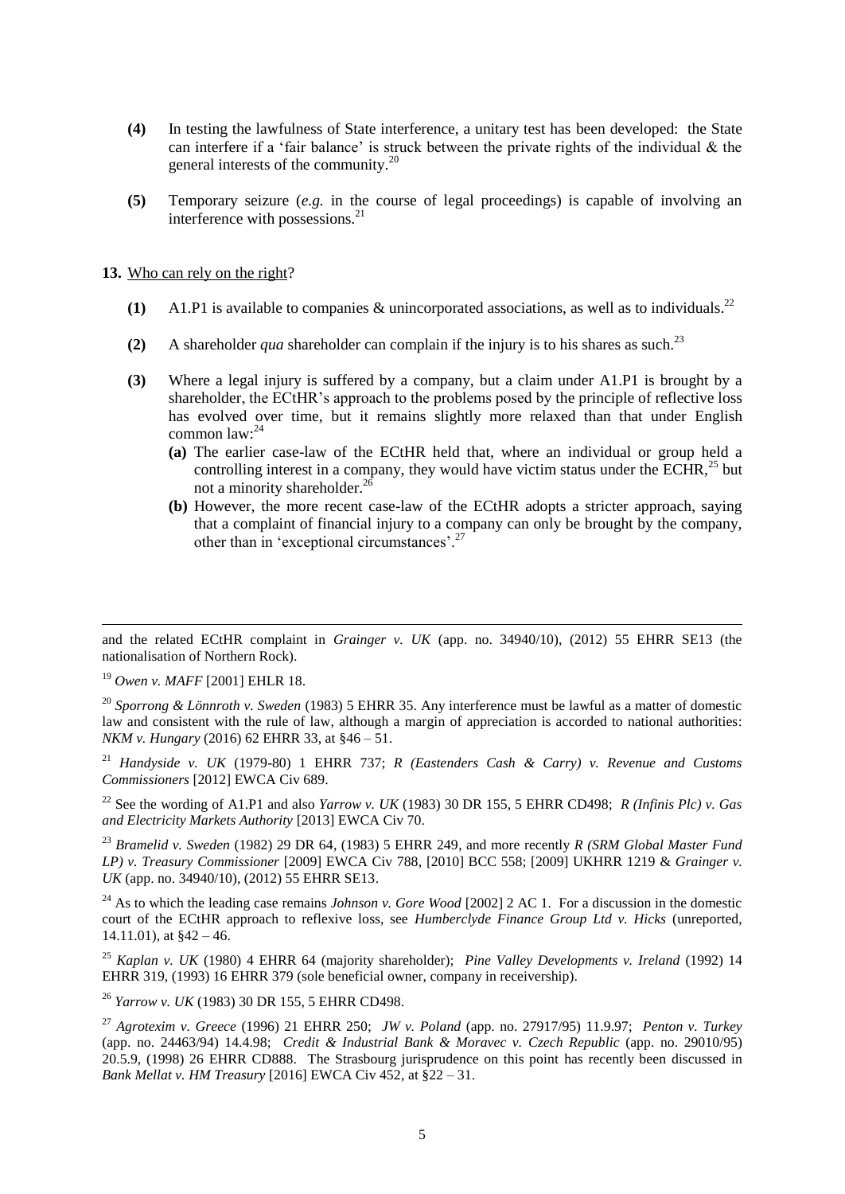**(4)** In testing the lawfulness of State interference, a unitary test has been developed: the State can interfere if a 'fair balance' is struck between the private rights of the individual & the general interests of the community.[20]

**(5)** Temporary seizure (*e.g.* in the course of legal proceedings) is capable of involving an interference with possessions.[21]

**13.** Who can rely on the right?

**(1)** A1.P1 is available to companies & unincorporated associations, as well as to individuals.[22]

**(2)** A shareholder *qua* shareholder can complain if the injury is to his shares as such.[23]

**(3)** Where a legal injury is suffered by a company, but a claim under A1.P1 is brought by a shareholder, the ECtHR's approach to the problems posed by the principle of reflective loss has evolved over time, but it remains slightly more relaxed than that under English common law:[24]

**(a)** The earlier case-law of the ECtHR held that, where an individual or group held a controlling interest in a company, they would have victim status under the ECHR,[25] but not a minority shareholder.[26]

**(b)** However, the more recent case-law of the ECtHR adopts a stricter approach, saying that a complaint of financial injury to a company can only be brought by the company, other than in 'exceptional circumstances'.[27]

---

and the related ECtHR complaint in *Grainger v. UK* (app. no. 34940/10), (2012) 55 EHRR SE13 (the nationalisation of Northern Rock).

[19] *Owen v. MAFF* [2001] EHLR 18.

[20] *Sporrong & Lönnroth v. Sweden* (1983) 5 EHRR 35. Any interference must be lawful as a matter of domestic law and consistent with the rule of law, although a margin of appreciation is accorded to national authorities: *NKM v. Hungary* (2016) 62 EHRR 33, at §46 – 51.

[21] *Handyside v. UK* (1979-80) 1 EHRR 737; *R (Eastenders Cash & Carry) v. Revenue and Customs Commissioners* [2012] EWCA Civ 689.

[22] See the wording of A1.P1 and also *Yarrow v. UK* (1983) 30 DR 155, 5 EHRR CD498; *R (Infinis Plc) v. Gas and Electricity Markets Authority* [2013] EWCA Civ 70.

[23] *Bramelid v. Sweden* (1982) 29 DR 64, (1983) 5 EHRR 249, and more recently *R (SRM Global Master Fund LP) v. Treasury Commissioner* [2009] EWCA Civ 788, [2010] BCC 558; [2009] UKHRR 1219 & *Grainger v. UK* (app. no. 34940/10), (2012) 55 EHRR SE13.

[24] As to which the leading case remains *Johnson v. Gore Wood* [2002] 2 AC 1. For a discussion in the domestic court of the ECtHR approach to reflexive loss, see *Humberclyde Finance Group Ltd v. Hicks* (unreported, 14.11.01), at §42 – 46.

[25] *Kaplan v. UK* (1980) 4 EHRR 64 (majority shareholder); *Pine Valley Developments v. Ireland* (1992) 14 EHRR 319, (1993) 16 EHRR 379 (sole beneficial owner, company in receivership).

[26] *Yarrow v. UK* (1983) 30 DR 155, 5 EHRR CD498.

[27] *Agrotexim v. Greece* (1996) 21 EHRR 250; *JW v. Poland* (app. no. 27917/95) 11.9.97; *Penton v. Turkey* (app. no. 24463/94) 14.4.98; *Credit & Industrial Bank & Moravec v. Czech Republic* (app. no. 29010/95) 20.5.9, (1998) 26 EHRR CD888. The Strasbourg jurisprudence on this point has recently been discussed in *Bank Mellat v. HM Treasury* [2016] EWCA Civ 452, at §22 – 31.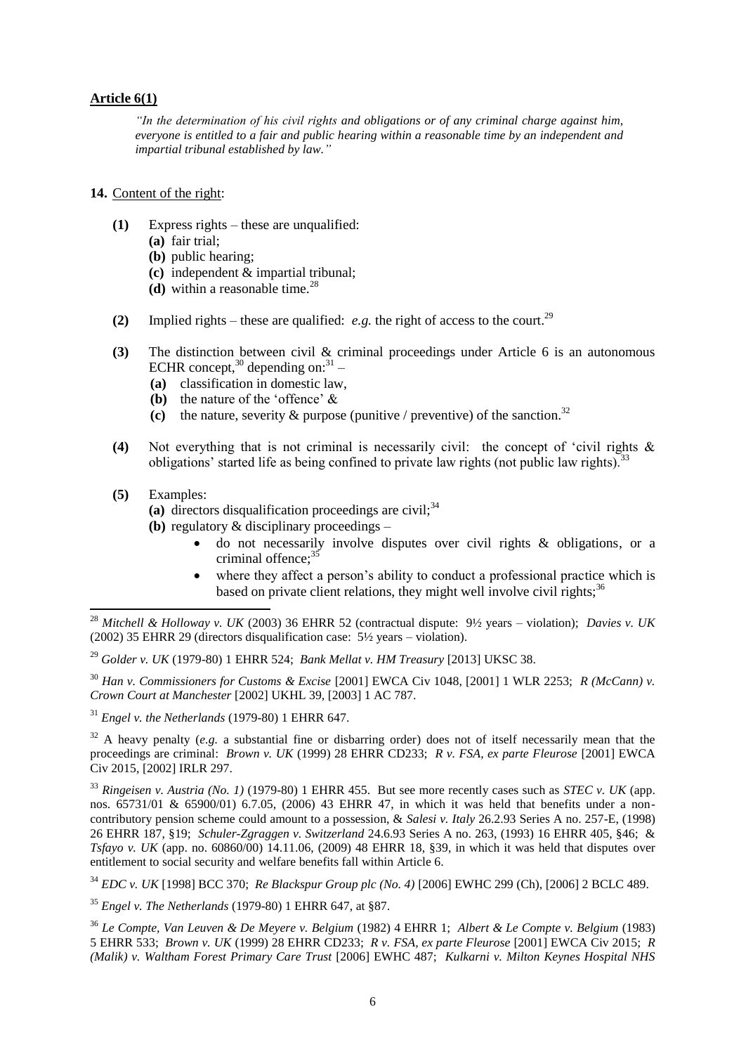## Article 6(1)

*"In the determination of his civil rights and obligations or of any criminal charge against him, everyone is entitled to a fair and public hearing within a reasonable time by an independent and impartial tribunal established by law."*

**14.** Content of the right:

**(1)** Express rights – these are unqualified:
  **(a)** fair trial;
  **(b)** public hearing;
  **(c)** independent & impartial tribunal;
  **(d)** within a reasonable time.[28]

**(2)** Implied rights – these are qualified: *e.g.* the right of access to the court.[29]

**(3)** The distinction between civil & criminal proceedings under Article 6 is an autonomous ECHR concept,[30] depending on:[31] –
  **(a)** classification in domestic law,
  **(b)** the nature of the 'offence' &
  **(c)** the nature, severity & purpose (punitive / preventive) of the sanction.[32]

**(4)** Not everything that is not criminal is necessarily civil: the concept of 'civil rights & obligations' started life as being confined to private law rights (not public law rights).[33]

**(5)** Examples:
  **(a)** directors disqualification proceedings are civil;[34]
  **(b)** regulatory & disciplinary proceedings –
  - do not necessarily involve disputes over civil rights & obligations, or a criminal offence;[35]
  - where they affect a person's ability to conduct a professional practice which is based on private client relations, they might well involve civil rights;[36]

---

[28] *Mitchell & Holloway v. UK* (2003) 36 EHRR 52 (contractual dispute: 9½ years – violation); *Davies v. UK* (2002) 35 EHRR 29 (directors disqualification case: 5½ years – violation).

[29] *Golder v. UK* (1979-80) 1 EHRR 524; *Bank Mellat v. HM Treasury* [2013] UKSC 38.

[30] *Han v. Commissioners for Customs & Excise* [2001] EWCA Civ 1048, [2001] 1 WLR 2253; *R (McCann) v. Crown Court at Manchester* [2002] UKHL 39, [2003] 1 AC 787.

[31] *Engel v. the Netherlands* (1979-80) 1 EHRR 647.

[32] A heavy penalty (*e.g.* a substantial fine or disbarring order) does not of itself necessarily mean that the proceedings are criminal: *Brown v. UK* (1999) 28 EHRR CD233; *R v. FSA, ex parte Fleurose* [2001] EWCA Civ 2015, [2002] IRLR 297.

[33] *Ringeisen v. Austria (No. 1)* (1979-80) 1 EHRR 455. But see more recently cases such as *STEC v. UK* (app. nos. 65731/01 & 65900/01) 6.7.05, (2006) 43 EHRR 47, in which it was held that benefits under a non-contributory pension scheme could amount to a possession, & *Salesi v. Italy* 26.2.93 Series A no. 257-E, (1998) 26 EHRR 187, §19; *Schuler-Zgraggen v. Switzerland* 24.6.93 Series A no. 263, (1993) 16 EHRR 405, §46; & *Tsfayo v. UK* (app. no. 60860/00) 14.11.06, (2009) 48 EHRR 18, §39, in which it was held that disputes over entitlement to social security and welfare benefits fall within Article 6.

[34] *EDC v. UK* [1998] BCC 370; *Re Blackspur Group plc (No. 4)* [2006] EWHC 299 (Ch), [2006] 2 BCLC 489.

[35] *Engel v. The Netherlands* (1979-80) 1 EHRR 647, at §87.

[36] *Le Compte, Van Leuven & De Meyere v. Belgium* (1982) 4 EHRR 1; *Albert & Le Compte v. Belgium* (1983) 5 EHRR 533; *Brown v. UK* (1999) 28 EHRR CD233; *R v. FSA, ex parte Fleurose* [2001] EWCA Civ 2015; *R (Malik) v. Waltham Forest Primary Care Trust* [2006] EWHC 487; *Kulkarni v. Milton Keynes Hospital NHS*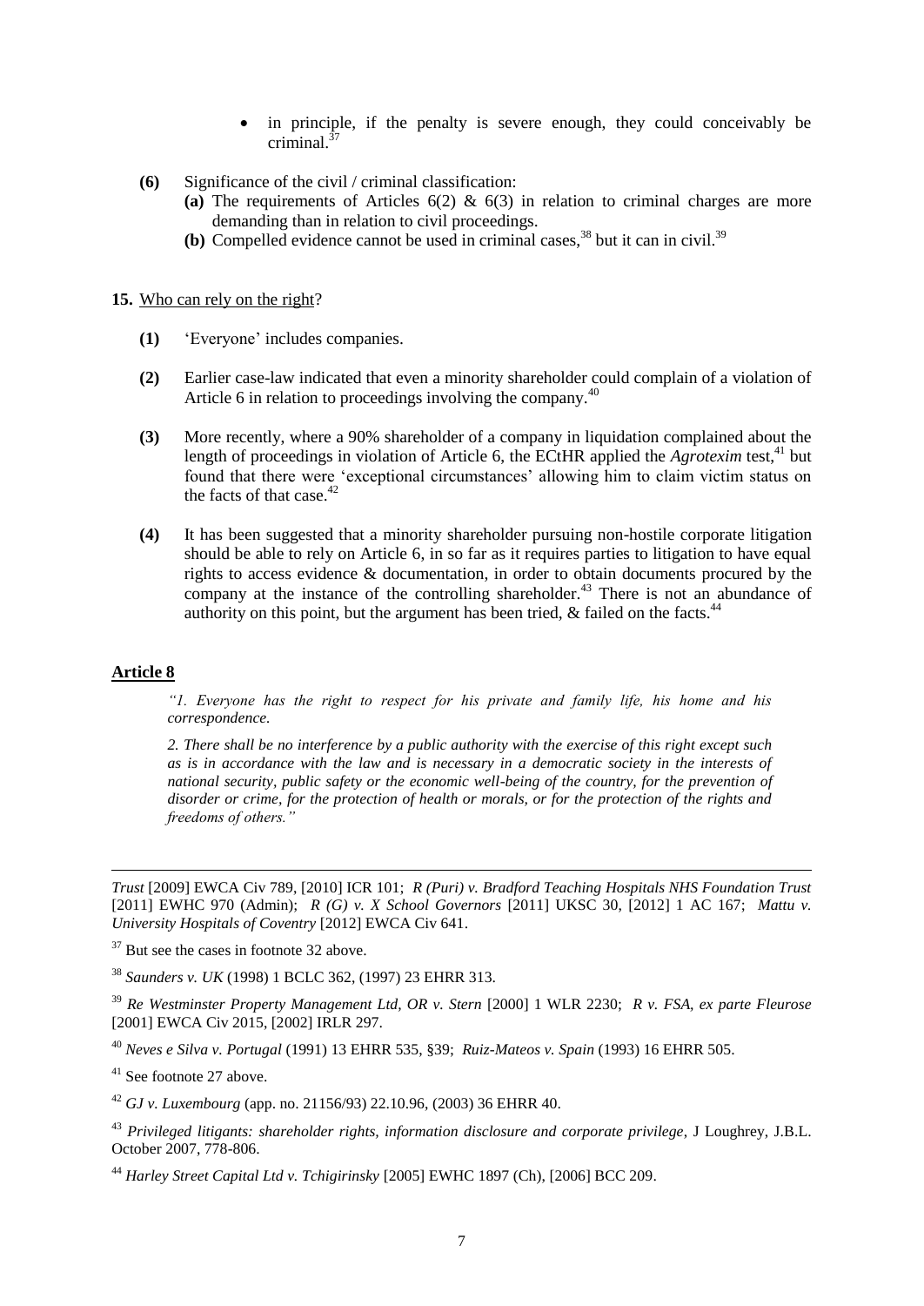- in principle, if the penalty is severe enough, they could conceivably be criminal.[37]

**(6)** Significance of the civil / criminal classification:

**(a)** The requirements of Articles 6(2) & 6(3) in relation to criminal charges are more demanding than in relation to civil proceedings.

**(b)** Compelled evidence cannot be used in criminal cases,[38] but it can in civil.[39]

**15.** Who can rely on the right?

**(1)** 'Everyone' includes companies.

**(2)** Earlier case-law indicated that even a minority shareholder could complain of a violation of Article 6 in relation to proceedings involving the company.[40]

**(3)** More recently, where a 90% shareholder of a company in liquidation complained about the length of proceedings in violation of Article 6, the ECtHR applied the *Agrotexim* test,[41] but found that there were 'exceptional circumstances' allowing him to claim victim status on the facts of that case.[42]

**(4)** It has been suggested that a minority shareholder pursuing non-hostile corporate litigation should be able to rely on Article 6, in so far as it requires parties to litigation to have equal rights to access evidence & documentation, in order to obtain documents procured by the company at the instance of the controlling shareholder.[43] There is not an abundance of authority on this point, but the argument has been tried, & failed on the facts.[44]

## Article 8

> *"1. Everyone has the right to respect for his private and family life, his home and his correspondence.*
>
> *2. There shall be no interference by a public authority with the exercise of this right except such as is in accordance with the law and is necessary in a democratic society in the interests of national security, public safety or the economic well-being of the country, for the prevention of disorder or crime, for the protection of health or morals, or for the protection of the rights and freedoms of others."*

---

*Trust* [2009] EWCA Civ 789, [2010] ICR 101; *R (Puri) v. Bradford Teaching Hospitals NHS Foundation Trust* [2011] EWHC 970 (Admin); *R (G) v. X School Governors* [2011] UKSC 30, [2012] 1 AC 167; *Mattu v. University Hospitals of Coventry* [2012] EWCA Civ 641.

[37] But see the cases in footnote 32 above.

[38] *Saunders v. UK* (1998) 1 BCLC 362, (1997) 23 EHRR 313.

[39] *Re Westminster Property Management Ltd, OR v. Stern* [2000] 1 WLR 2230; *R v. FSA, ex parte Fleurose* [2001] EWCA Civ 2015, [2002] IRLR 297.

[40] *Neves e Silva v. Portugal* (1991) 13 EHRR 535, §39; *Ruiz-Mateos v. Spain* (1993) 16 EHRR 505.

[41] See footnote 27 above.

[42] *GJ v. Luxembourg* (app. no. 21156/93) 22.10.96, (2003) 36 EHRR 40.

[43] *Privileged litigants: shareholder rights, information disclosure and corporate privilege*, J Loughrey, J.B.L. October 2007, 778-806.

[44] *Harley Street Capital Ltd v. Tchigirinsky* [2005] EWHC 1897 (Ch), [2006] BCC 209.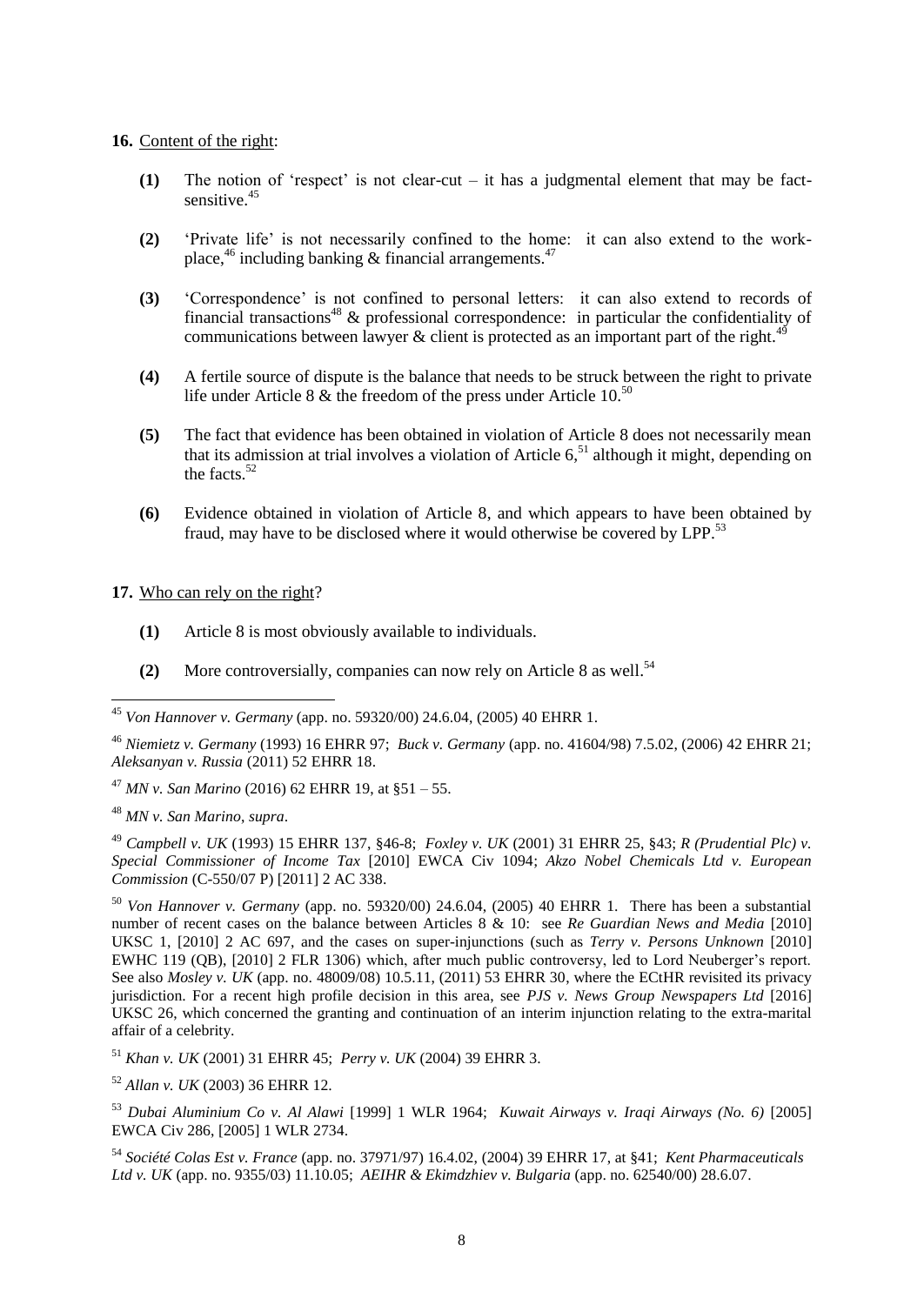**16.** Content of the right:

**(1)** The notion of 'respect' is not clear-cut – it has a judgmental element that may be fact-sensitive.[45]

**(2)** 'Private life' is not necessarily confined to the home: it can also extend to the work-place,[46] including banking & financial arrangements.[47]

**(3)** 'Correspondence' is not confined to personal letters: it can also extend to records of financial transactions[48] & professional correspondence: in particular the confidentiality of communications between lawyer & client is protected as an important part of the right.[49]

**(4)** A fertile source of dispute is the balance that needs to be struck between the right to private life under Article 8 & the freedom of the press under Article 10.[50]

**(5)** The fact that evidence has been obtained in violation of Article 8 does not necessarily mean that its admission at trial involves a violation of Article 6,[51] although it might, depending on the facts.[52]

**(6)** Evidence obtained in violation of Article 8, and which appears to have been obtained by fraud, may have to be disclosed where it would otherwise be covered by LPP.[53]

**17.** Who can rely on the right?

**(1)** Article 8 is most obviously available to individuals.

**(2)** More controversially, companies can now rely on Article 8 as well.[54]

---

[45] *Von Hannover v. Germany* (app. no. 59320/00) 24.6.04, (2005) 40 EHRR 1.

[46] *Niemietz v. Germany* (1993) 16 EHRR 97; *Buck v. Germany* (app. no. 41604/98) 7.5.02, (2006) 42 EHRR 21; *Aleksanyan v. Russia* (2011) 52 EHRR 18.

[47] *MN v. San Marino* (2016) 62 EHRR 19, at §51 – 55.

[48] *MN v. San Marino*, *supra*.

[49] *Campbell v. UK* (1993) 15 EHRR 137, §46-8; *Foxley v. UK* (2001) 31 EHRR 25, §43; *R (Prudential Plc) v. Special Commissioner of Income Tax* [2010] EWCA Civ 1094; *Akzo Nobel Chemicals Ltd v. European Commission* (C-550/07 P) [2011] 2 AC 338.

[50] *Von Hannover v. Germany* (app. no. 59320/00) 24.6.04, (2005) 40 EHRR 1. There has been a substantial number of recent cases on the balance between Articles 8 & 10: see *Re Guardian News and Media* [2010] UKSC 1, [2010] 2 AC 697, and the cases on super-injunctions (such as *Terry v. Persons Unknown* [2010] EWHC 119 (QB), [2010] 2 FLR 1306) which, after much public controversy, led to Lord Neuberger's report. See also *Mosley v. UK* (app. no. 48009/08) 10.5.11, (2011) 53 EHRR 30, where the ECtHR revisited its privacy jurisdiction. For a recent high profile decision in this area, see *PJS v. News Group Newspapers Ltd* [2016] UKSC 26, which concerned the granting and continuation of an interim injunction relating to the extra-marital affair of a celebrity.

[51] *Khan v. UK* (2001) 31 EHRR 45; *Perry v. UK* (2004) 39 EHRR 3.

[52] *Allan v. UK* (2003) 36 EHRR 12.

[53] *Dubai Aluminium Co v. Al Alawi* [1999] 1 WLR 1964; *Kuwait Airways v. Iraqi Airways (No. 6)* [2005] EWCA Civ 286, [2005] 1 WLR 2734.

[54] *Société Colas Est v. France* (app. no. 37971/97) 16.4.02, (2004) 39 EHRR 17, at §41; *Kent Pharmaceuticals Ltd v. UK* (app. no. 9355/03) 11.10.05; *AEIHR & Ekimdzhiev v. Bulgaria* (app. no. 62540/00) 28.6.07.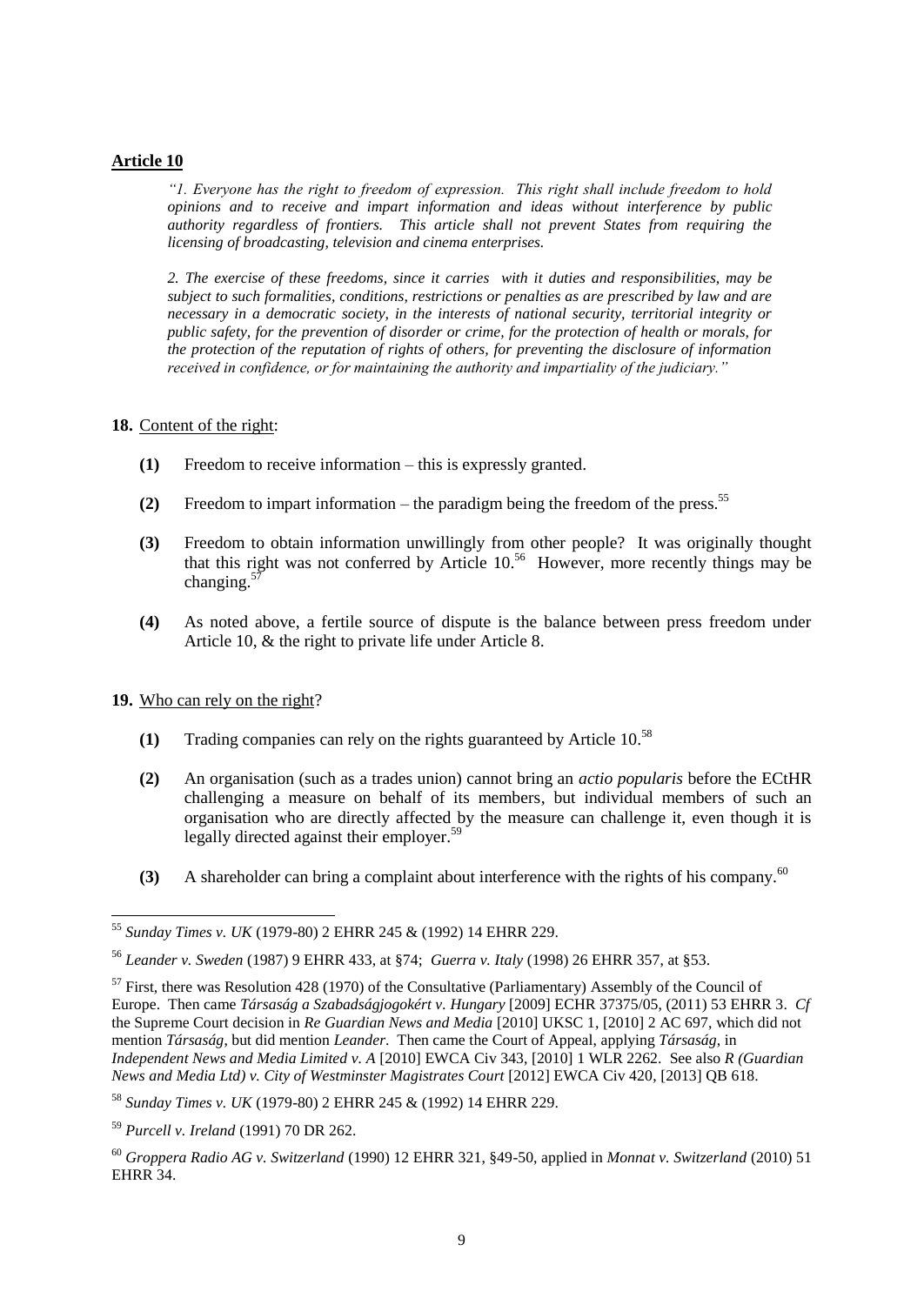**Article 10**

> *"1. Everyone has the right to freedom of expression. This right shall include freedom to hold opinions and to receive and impart information and ideas without interference by public authority regardless of frontiers. This article shall not prevent States from requiring the licensing of broadcasting, television and cinema enterprises.*
>
> *2. The exercise of these freedoms, since it carries with it duties and responsibilities, may be subject to such formalities, conditions, restrictions or penalties as are prescribed by law and are necessary in a democratic society, in the interests of national security, territorial integrity or public safety, for the prevention of disorder or crime, for the protection of health or morals, for the protection of the reputation of rights of others, for preventing the disclosure of information received in confidence, or for maintaining the authority and impartiality of the judiciary."*

**18.** Content of the right:

**(1)** Freedom to receive information – this is expressly granted.

**(2)** Freedom to impart information – the paradigm being the freedom of the press.[55]

**(3)** Freedom to obtain information unwillingly from other people? It was originally thought that this right was not conferred by Article 10.[56] However, more recently things may be changing.[57]

**(4)** As noted above, a fertile source of dispute is the balance between press freedom under Article 10, & the right to private life under Article 8.

**19.** Who can rely on the right?

**(1)** Trading companies can rely on the rights guaranteed by Article 10.[58]

**(2)** An organisation (such as a trades union) cannot bring an *actio popularis* before the ECtHR challenging a measure on behalf of its members, but individual members of such an organisation who are directly affected by the measure can challenge it, even though it is legally directed against their employer.[59]

**(3)** A shareholder can bring a complaint about interference with the rights of his company.[60]

---

[55] *Sunday Times v. UK* (1979-80) 2 EHRR 245 & (1992) 14 EHRR 229.

[56] *Leander v. Sweden* (1987) 9 EHRR 433, at §74; *Guerra v. Italy* (1998) 26 EHRR 357, at §53.

[57] First, there was Resolution 428 (1970) of the Consultative (Parliamentary) Assembly of the Council of Europe. Then came *Társaság a Szabadságjogokért v. Hungary* [2009] ECHR 37375/05, (2011) 53 EHRR 3. *Cf* the Supreme Court decision in *Re Guardian News and Media* [2010] UKSC 1, [2010] 2 AC 697, which did not mention *Társaság*, but did mention *Leander*. Then came the Court of Appeal, applying *Társaság*, in *Independent News and Media Limited v. A* [2010] EWCA Civ 343, [2010] 1 WLR 2262. See also *R (Guardian News and Media Ltd) v. City of Westminster Magistrates Court* [2012] EWCA Civ 420, [2013] QB 618.

[58] *Sunday Times v. UK* (1979-80) 2 EHRR 245 & (1992) 14 EHRR 229.

[59] *Purcell v. Ireland* (1991) 70 DR 262.

[60] *Groppera Radio AG v. Switzerland* (1990) 12 EHRR 321, §49-50, applied in *Monnat v. Switzerland* (2010) 51 EHRR 34.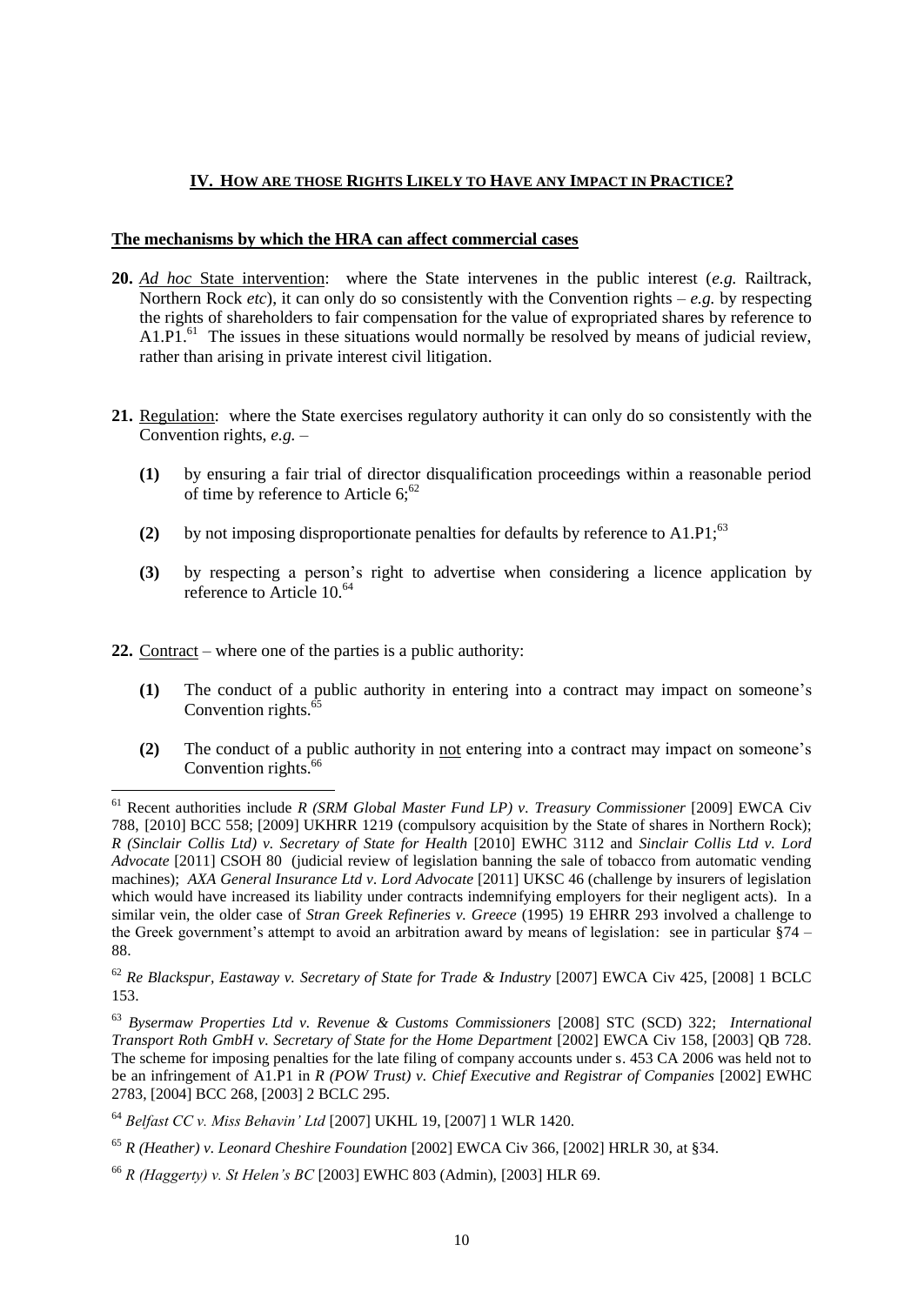## IV. How are those Rights Likely to Have any Impact in Practice?

**The mechanisms by which the HRA can affect commercial cases**

**20.** *Ad hoc* State intervention: where the State intervenes in the public interest (*e.g.* Railtrack, Northern Rock *etc*), it can only do so consistently with the Convention rights – *e.g.* by respecting the rights of shareholders to fair compensation for the value of expropriated shares by reference to A1.P1.[61] The issues in these situations would normally be resolved by means of judicial review, rather than arising in private interest civil litigation.

**21.** Regulation: where the State exercises regulatory authority it can only do so consistently with the Convention rights, *e.g.* –

- **(1)** by ensuring a fair trial of director disqualification proceedings within a reasonable period of time by reference to Article 6;[62]
- **(2)** by not imposing disproportionate penalties for defaults by reference to A1.P1;[63]
- **(3)** by respecting a person's right to advertise when considering a licence application by reference to Article 10.[64]

**22.** Contract – where one of the parties is a public authority:

- **(1)** The conduct of a public authority in entering into a contract may impact on someone's Convention rights.[65]
- **(2)** The conduct of a public authority in not entering into a contract may impact on someone's Convention rights.[66]

---

[61] Recent authorities include *R (SRM Global Master Fund LP) v. Treasury Commissioner* [2009] EWCA Civ 788, [2010] BCC 558; [2009] UKHRR 1219 (compulsory acquisition by the State of shares in Northern Rock); *R (Sinclair Collis Ltd) v. Secretary of State for Health* [2010] EWHC 3112 and *Sinclair Collis Ltd v. Lord Advocate* [2011] CSOH 80 (judicial review of legislation banning the sale of tobacco from automatic vending machines); *AXA General Insurance Ltd v. Lord Advocate* [2011] UKSC 46 (challenge by insurers of legislation which would have increased its liability under contracts indemnifying employers for their negligent acts). In a similar vein, the older case of *Stran Greek Refineries v. Greece* (1995) 19 EHRR 293 involved a challenge to the Greek government's attempt to avoid an arbitration award by means of legislation: see in particular §74 – 88.

[62] *Re Blackspur, Eastaway v. Secretary of State for Trade & Industry* [2007] EWCA Civ 425, [2008] 1 BCLC 153.

[63] *Bysermaw Properties Ltd v. Revenue & Customs Commissioners* [2008] STC (SCD) 322; *International Transport Roth GmbH v. Secretary of State for the Home Department* [2002] EWCA Civ 158, [2003] QB 728. The scheme for imposing penalties for the late filing of company accounts under s. 453 CA 2006 was held not to be an infringement of A1.P1 in *R (POW Trust) v. Chief Executive and Registrar of Companies* [2002] EWHC 2783, [2004] BCC 268, [2003] 2 BCLC 295.

[64] *Belfast CC v. Miss Behavin' Ltd* [2007] UKHL 19, [2007] 1 WLR 1420.

[65] *R (Heather) v. Leonard Cheshire Foundation* [2002] EWCA Civ 366, [2002] HRLR 30, at §34.

[66] *R (Haggerty) v. St Helen's BC* [2003] EWHC 803 (Admin), [2003] HLR 69.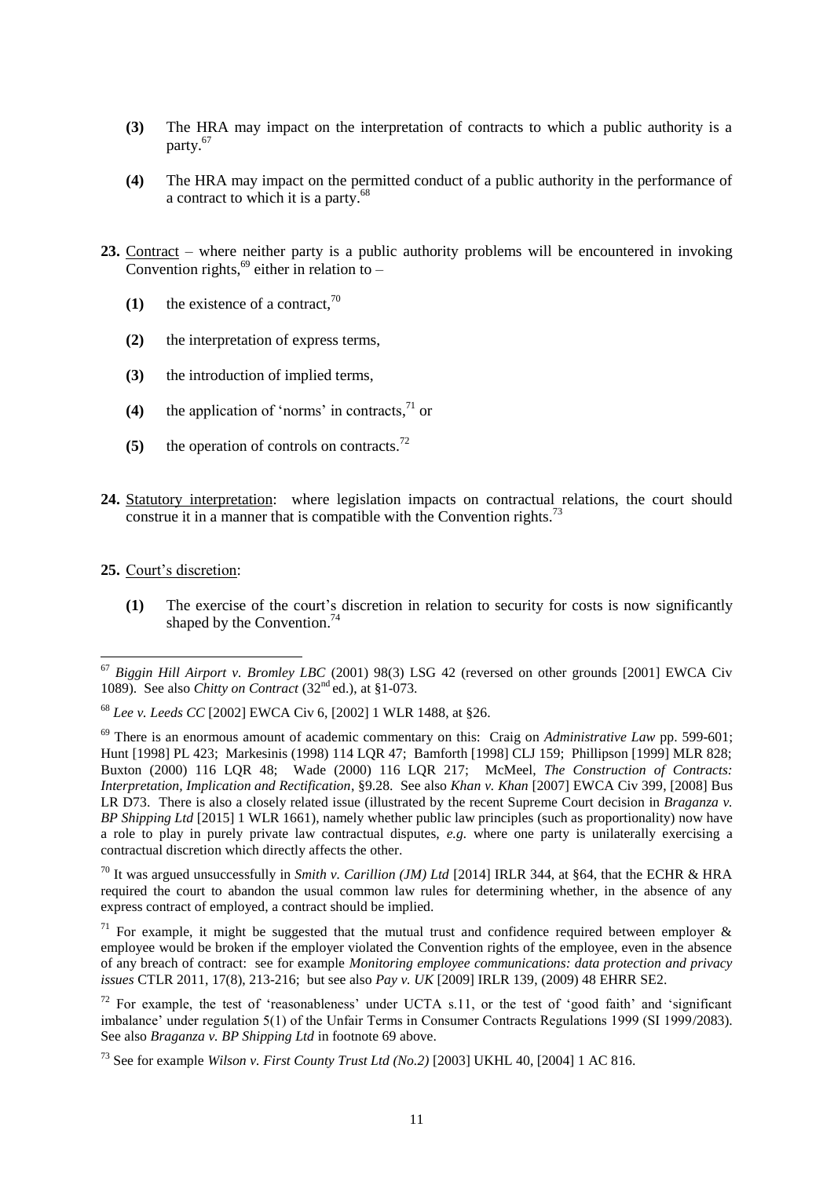- **(3)** The HRA may impact on the interpretation of contracts to which a public authority is a party.[67]

- **(4)** The HRA may impact on the permitted conduct of a public authority in the performance of a contract to which it is a party.[68]

**23.** Contract – where neither party is a public authority problems will be encountered in invoking Convention rights,[69] either in relation to –

- **(1)** the existence of a contract,[70]
- **(2)** the interpretation of express terms,
- **(3)** the introduction of implied terms,
- **(4)** the application of 'norms' in contracts,[71] or
- **(5)** the operation of controls on contracts.[72]

**24.** Statutory interpretation: where legislation impacts on contractual relations, the court should construe it in a manner that is compatible with the Convention rights.[73]

**25.** Court's discretion:

- **(1)** The exercise of the court's discretion in relation to security for costs is now significantly shaped by the Convention.[74]

---

[67] *Biggin Hill Airport v. Bromley LBC* (2001) 98(3) LSG 42 (reversed on other grounds [2001] EWCA Civ 1089). See also *Chitty on Contract* (32nd ed.), at §1-073.

[68] *Lee v. Leeds CC* [2002] EWCA Civ 6, [2002] 1 WLR 1488, at §26.

[69] There is an enormous amount of academic commentary on this: Craig on *Administrative Law* pp. 599-601; Hunt [1998] PL 423; Markesinis (1998) 114 LQR 47; Bamforth [1998] CLJ 159; Phillipson [1999] MLR 828; Buxton (2000) 116 LQR 48; Wade (2000) 116 LQR 217; McMeel, *The Construction of Contracts: Interpretation, Implication and Rectification*, §9.28. See also *Khan v. Khan* [2007] EWCA Civ 399, [2008] Bus LR D73. There is also a closely related issue (illustrated by the recent Supreme Court decision in *Braganza v. BP Shipping Ltd* [2015] 1 WLR 1661), namely whether public law principles (such as proportionality) now have a role to play in purely private law contractual disputes, *e.g.* where one party is unilaterally exercising a contractual discretion which directly affects the other.

[70] It was argued unsuccessfully in *Smith v. Carillion (JM) Ltd* [2014] IRLR 344, at §64, that the ECHR & HRA required the court to abandon the usual common law rules for determining whether, in the absence of any express contract of employed, a contract should be implied.

[71] For example, it might be suggested that the mutual trust and confidence required between employer & employee would be broken if the employer violated the Convention rights of the employee, even in the absence of any breach of contract: see for example *Monitoring employee communications: data protection and privacy issues* CTLR 2011, 17(8), 213-216; but see also *Pay v. UK* [2009] IRLR 139, (2009) 48 EHRR SE2.

[72] For example, the test of 'reasonableness' under UCTA s.11, or the test of 'good faith' and 'significant imbalance' under regulation 5(1) of the Unfair Terms in Consumer Contracts Regulations 1999 (SI 1999/2083). See also *Braganza v. BP Shipping Ltd* in footnote 69 above.

[73] See for example *Wilson v. First County Trust Ltd (No.2)* [2003] UKHL 40, [2004] 1 AC 816.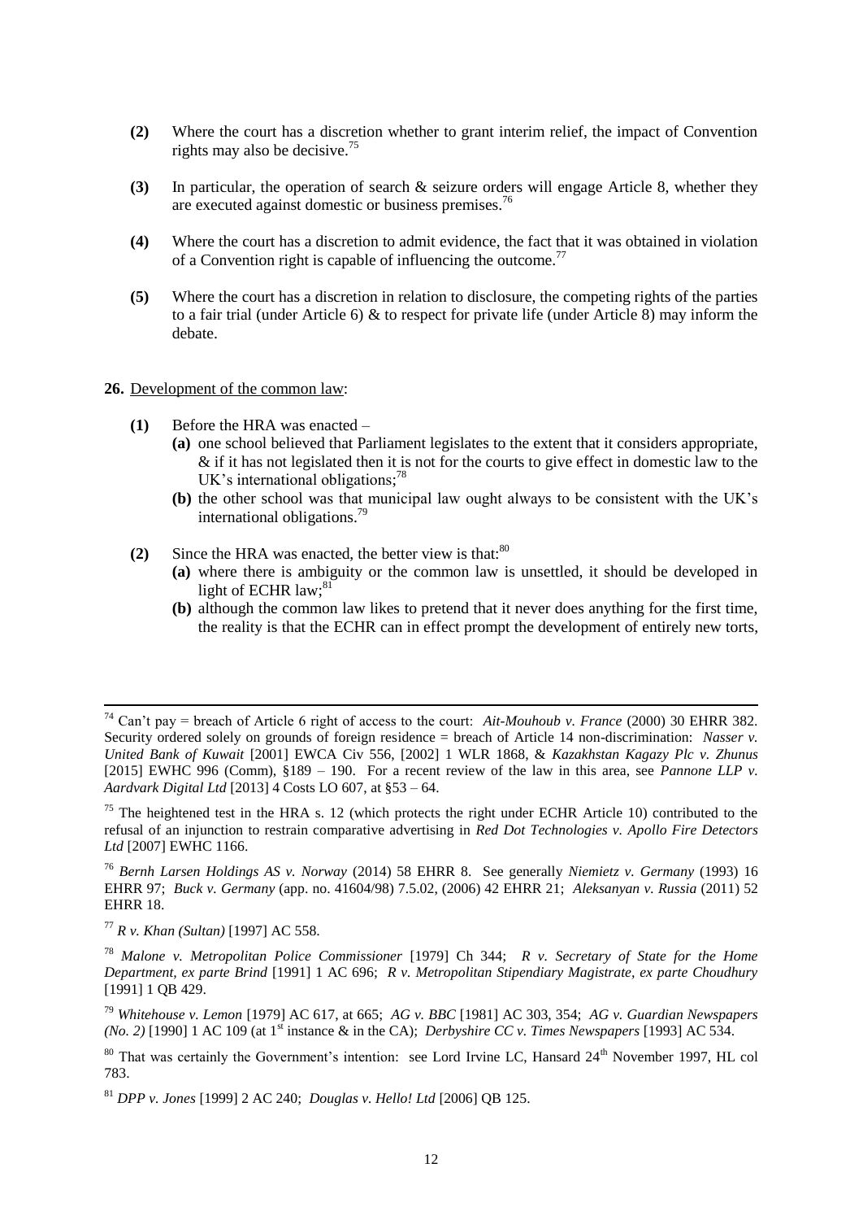**(2)** Where the court has a discretion whether to grant interim relief, the impact of Convention rights may also be decisive.[75]

**(3)** In particular, the operation of search & seizure orders will engage Article 8, whether they are executed against domestic or business premises.[76]

**(4)** Where the court has a discretion to admit evidence, the fact that it was obtained in violation of a Convention right is capable of influencing the outcome.[77]

**(5)** Where the court has a discretion in relation to disclosure, the competing rights of the parties to a fair trial (under Article 6) & to respect for private life (under Article 8) may inform the debate.

**26.** Development of the common law:

**(1)** Before the HRA was enacted –

**(a)** one school believed that Parliament legislates to the extent that it considers appropriate, & if it has not legislated then it is not for the courts to give effect in domestic law to the UK's international obligations;[78]

**(b)** the other school was that municipal law ought always to be consistent with the UK's international obligations.[79]

**(2)** Since the HRA was enacted, the better view is that:[80]

**(a)** where there is ambiguity or the common law is unsettled, it should be developed in light of ECHR law;[81]

**(b)** although the common law likes to pretend that it never does anything for the first time, the reality is that the ECHR can in effect prompt the development of entirely new torts,

---

[74] Can't pay = breach of Article 6 right of access to the court: *Ait-Mouhoub v. France* (2000) 30 EHRR 382. Security ordered solely on grounds of foreign residence = breach of Article 14 non-discrimination: *Nasser v. United Bank of Kuwait* [2001] EWCA Civ 556, [2002] 1 WLR 1868, & *Kazakhstan Kagazy Plc v. Zhunus* [2015] EWHC 996 (Comm), §189 – 190. For a recent review of the law in this area, see *Pannone LLP v. Aardvark Digital Ltd* [2013] 4 Costs LO 607, at §53 – 64.

[75] The heightened test in the HRA s. 12 (which protects the right under ECHR Article 10) contributed to the refusal of an injunction to restrain comparative advertising in *Red Dot Technologies v. Apollo Fire Detectors Ltd* [2007] EWHC 1166.

[76] *Bernh Larsen Holdings AS v. Norway* (2014) 58 EHRR 8. See generally *Niemietz v. Germany* (1993) 16 EHRR 97; *Buck v. Germany* (app. no. 41604/98) 7.5.02, (2006) 42 EHRR 21; *Aleksanyan v. Russia* (2011) 52 EHRR 18.

[77] *R v. Khan (Sultan)* [1997] AC 558.

[78] *Malone v. Metropolitan Police Commissioner* [1979] Ch 344; *R v. Secretary of State for the Home Department, ex parte Brind* [1991] 1 AC 696; *R v. Metropolitan Stipendiary Magistrate, ex parte Choudhury* [1991] 1 QB 429.

[79] *Whitehouse v. Lemon* [1979] AC 617, at 665; *AG v. BBC* [1981] AC 303, 354; *AG v. Guardian Newspapers (No. 2)* [1990] 1 AC 109 (at 1st instance & in the CA); *Derbyshire CC v. Times Newspapers* [1993] AC 534.

[80] That was certainly the Government's intention: see Lord Irvine LC, Hansard 24th November 1997, HL col 783.

[81] *DPP v. Jones* [1999] 2 AC 240; *Douglas v. Hello! Ltd* [2006] QB 125.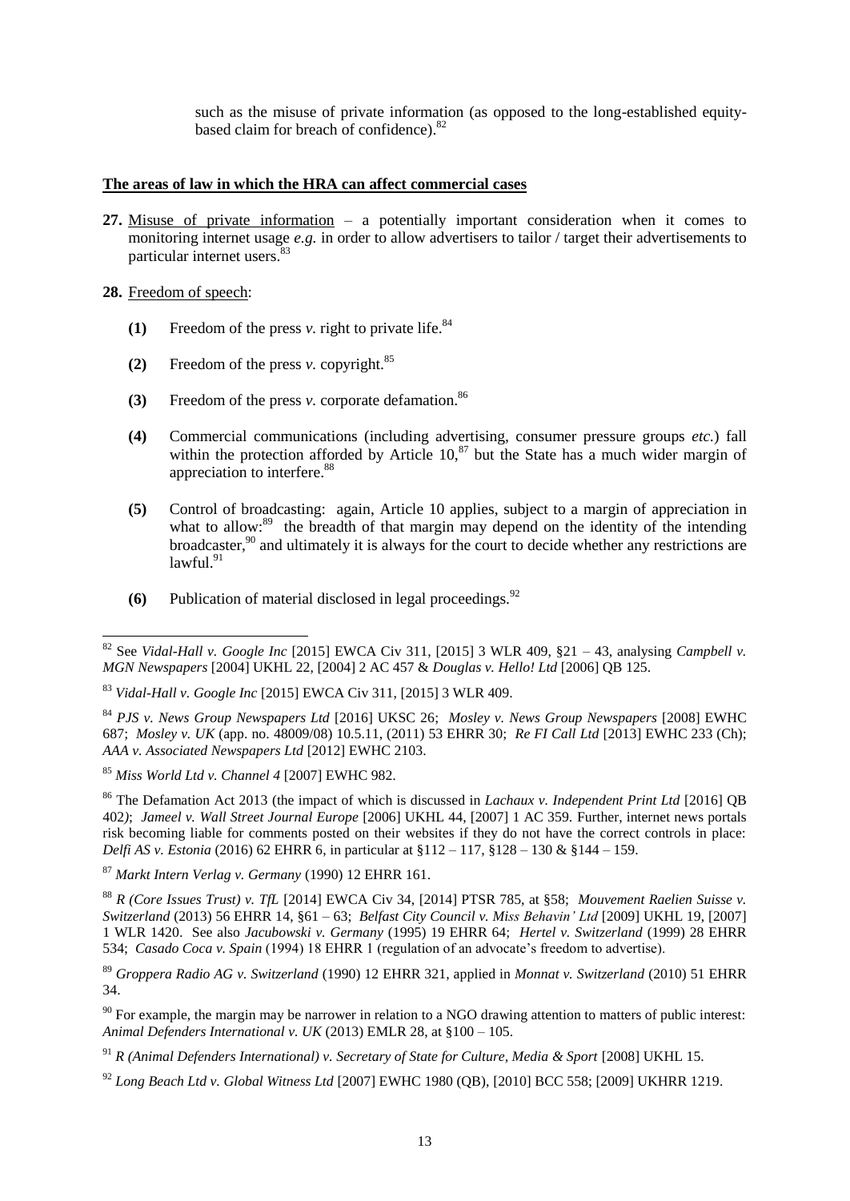such as the misuse of private information (as opposed to the long-established equity-based claim for breach of confidence).[82]

**The areas of law in which the HRA can affect commercial cases**

**27.** Misuse of private information – a potentially important consideration when it comes to monitoring internet usage *e.g.* in order to allow advertisers to tailor / target their advertisements to particular internet users.[83]

**28.** Freedom of speech:

**(1)** Freedom of the press *v.* right to private life.[84]

**(2)** Freedom of the press *v.* copyright.[85]

**(3)** Freedom of the press *v.* corporate defamation.[86]

**(4)** Commercial communications (including advertising, consumer pressure groups *etc.*) fall within the protection afforded by Article 10,[87] but the State has a much wider margin of appreciation to interfere.[88]

**(5)** Control of broadcasting: again, Article 10 applies, subject to a margin of appreciation in what to allow:[89] the breadth of that margin may depend on the identity of the intending broadcaster,[90] and ultimately it is always for the court to decide whether any restrictions are lawful.[91]

**(6)** Publication of material disclosed in legal proceedings.[92]

---

[82] See *Vidal-Hall v. Google Inc* [2015] EWCA Civ 311, [2015] 3 WLR 409, §21 – 43, analysing *Campbell v. MGN Newspapers* [2004] UKHL 22, [2004] 2 AC 457 & *Douglas v. Hello! Ltd* [2006] QB 125.

[83] *Vidal-Hall v. Google Inc* [2015] EWCA Civ 311, [2015] 3 WLR 409.

[84] *PJS v. News Group Newspapers Ltd* [2016] UKSC 26; *Mosley v. News Group Newspapers* [2008] EWHC 687; *Mosley v. UK* (app. no. 48009/08) 10.5.11, (2011) 53 EHRR 30; *Re FI Call Ltd* [2013] EWHC 233 (Ch); *AAA v. Associated Newspapers Ltd* [2012] EWHC 2103.

[85] *Miss World Ltd v. Channel 4* [2007] EWHC 982.

[86] The Defamation Act 2013 (the impact of which is discussed in *Lachaux v. Independent Print Ltd* [2016] QB 402*)*; *Jameel v. Wall Street Journal Europe* [2006] UKHL 44, [2007] 1 AC 359. Further, internet news portals risk becoming liable for comments posted on their websites if they do not have the correct controls in place: *Delfi AS v. Estonia* (2016) 62 EHRR 6, in particular at §112 – 117, §128 – 130 & §144 – 159.

[87] *Markt Intern Verlag v. Germany* (1990) 12 EHRR 161.

[88] *R (Core Issues Trust) v. TfL* [2014] EWCA Civ 34, [2014] PTSR 785, at §58; *Mouvement Raelien Suisse v. Switzerland* (2013) 56 EHRR 14, §61 – 63; *Belfast City Council v. Miss Behavin' Ltd* [2009] UKHL 19, [2007] 1 WLR 1420. See also *Jacubowski v. Germany* (1995) 19 EHRR 64; *Hertel v. Switzerland* (1999) 28 EHRR 534; *Casado Coca v. Spain* (1994) 18 EHRR 1 (regulation of an advocate's freedom to advertise).

[89] *Groppera Radio AG v. Switzerland* (1990) 12 EHRR 321, applied in *Monnat v. Switzerland* (2010) 51 EHRR 34.

[90] For example, the margin may be narrower in relation to a NGO drawing attention to matters of public interest: *Animal Defenders International v. UK* (2013) EMLR 28, at §100 – 105.

[91] *R (Animal Defenders International) v. Secretary of State for Culture, Media & Sport* [2008] UKHL 15.

[92] *Long Beach Ltd v. Global Witness Ltd* [2007] EWHC 1980 (QB), [2010] BCC 558; [2009] UKHRR 1219.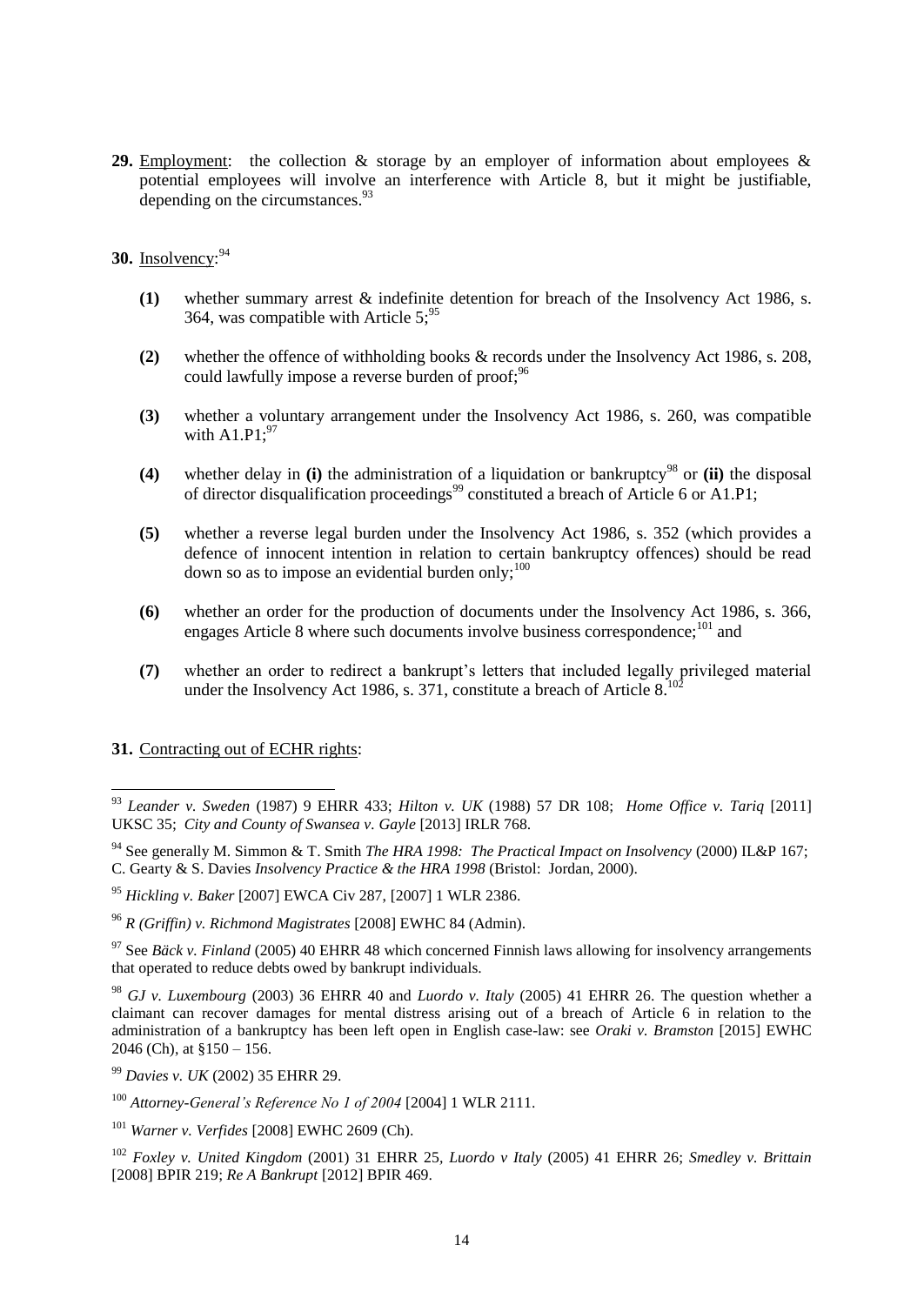**29.** Employment: the collection & storage by an employer of information about employees & potential employees will involve an interference with Article 8, but it might be justifiable, depending on the circumstances.[93]

**30.** Insolvency:[94]

**(1)** whether summary arrest & indefinite detention for breach of the Insolvency Act 1986, s. 364, was compatible with Article 5;[95]

**(2)** whether the offence of withholding books & records under the Insolvency Act 1986, s. 208, could lawfully impose a reverse burden of proof;[96]

**(3)** whether a voluntary arrangement under the Insolvency Act 1986, s. 260, was compatible with A1.P1;[97]

**(4)** whether delay in **(i)** the administration of a liquidation or bankruptcy[98] or **(ii)** the disposal of director disqualification proceedings[99] constituted a breach of Article 6 or A1.P1;

**(5)** whether a reverse legal burden under the Insolvency Act 1986, s. 352 (which provides a defence of innocent intention in relation to certain bankruptcy offences) should be read down so as to impose an evidential burden only;[100]

**(6)** whether an order for the production of documents under the Insolvency Act 1986, s. 366, engages Article 8 where such documents involve business correspondence;[101] and

**(7)** whether an order to redirect a bankrupt's letters that included legally privileged material under the Insolvency Act 1986, s. 371, constitute a breach of Article 8.[102]

**31.** Contracting out of ECHR rights:

---

[93] *Leander v. Sweden* (1987) 9 EHRR 433; *Hilton v. UK* (1988) 57 DR 108; *Home Office v. Tariq* [2011] UKSC 35; *City and County of Swansea v. Gayle* [2013] IRLR 768.

[94] See generally M. Simmon & T. Smith *The HRA 1998: The Practical Impact on Insolvency* (2000) IL&P 167; C. Gearty & S. Davies *Insolvency Practice & the HRA 1998* (Bristol: Jordan, 2000).

[95] *Hickling v. Baker* [2007] EWCA Civ 287, [2007] 1 WLR 2386.

[96] *R (Griffin) v. Richmond Magistrates* [2008] EWHC 84 (Admin).

[97] See *Bäck v. Finland* (2005) 40 EHRR 48 which concerned Finnish laws allowing for insolvency arrangements that operated to reduce debts owed by bankrupt individuals.

[98] *GJ v. Luxembourg* (2003) 36 EHRR 40 and *Luordo v. Italy* (2005) 41 EHRR 26. The question whether a claimant can recover damages for mental distress arising out of a breach of Article 6 in relation to the administration of a bankruptcy has been left open in English case-law: see *Oraki v. Bramston* [2015] EWHC 2046 (Ch), at §150 – 156.

[99] *Davies v. UK* (2002) 35 EHRR 29.

[100] *Attorney-General's Reference No 1 of 2004* [2004] 1 WLR 2111.

[101] *Warner v. Verfides* [2008] EWHC 2609 (Ch).

[102] *Foxley v. United Kingdom* (2001) 31 EHRR 25, *Luordo v Italy* (2005) 41 EHRR 26; *Smedley v. Brittain* [2008] BPIR 219; *Re A Bankrupt* [2012] BPIR 469.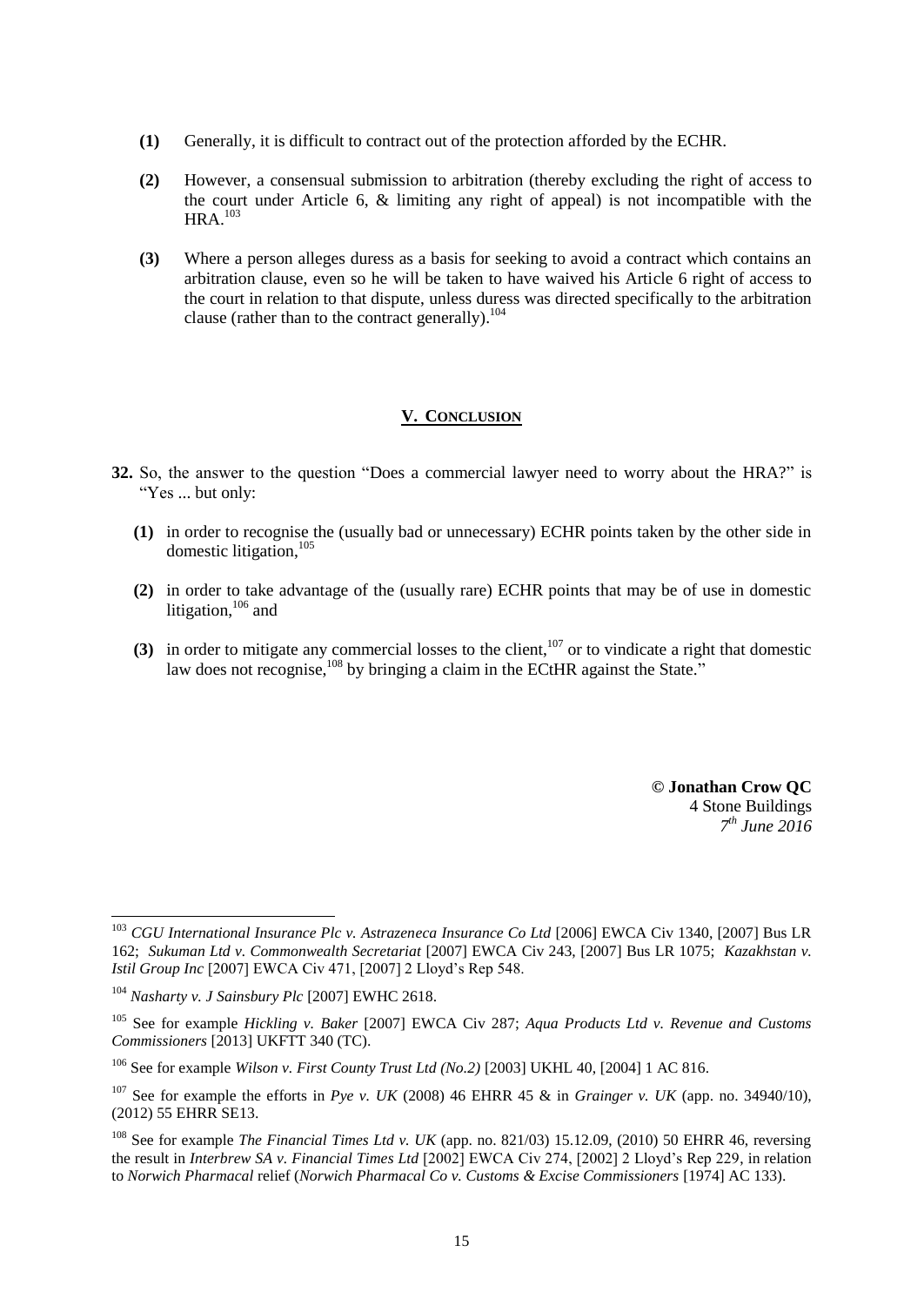**(1)** Generally, it is difficult to contract out of the protection afforded by the ECHR.

**(2)** However, a consensual submission to arbitration (thereby excluding the right of access to the court under Article 6, & limiting any right of appeal) is not incompatible with the HRA.[103]

**(3)** Where a person alleges duress as a basis for seeking to avoid a contract which contains an arbitration clause, even so he will be taken to have waived his Article 6 right of access to the court in relation to that dispute, unless duress was directed specifically to the arbitration clause (rather than to the contract generally).[104]

## V. Conclusion

**32.** So, the answer to the question "Does a commercial lawyer need to worry about the HRA?" is "Yes ... but only:

**(1)** in order to recognise the (usually bad or unnecessary) ECHR points taken by the other side in domestic litigation,[105]

**(2)** in order to take advantage of the (usually rare) ECHR points that may be of use in domestic litigation,[106] and

**(3)** in order to mitigate any commercial losses to the client,[107] or to vindicate a right that domestic law does not recognise,[108] by bringing a claim in the ECtHR against the State."

**© Jonathan Crow QC**
4 Stone Buildings
*7th June 2016*

---

[103] *CGU International Insurance Plc v. Astrazeneca Insurance Co Ltd* [2006] EWCA Civ 1340, [2007] Bus LR 162; *Sukuman Ltd v. Commonwealth Secretariat* [2007] EWCA Civ 243, [2007] Bus LR 1075; *Kazakhstan v. Istil Group Inc* [2007] EWCA Civ 471, [2007] 2 Lloyd's Rep 548.

[104] *Nasharty v. J Sainsbury Plc* [2007] EWHC 2618.

[105] See for example *Hickling v. Baker* [2007] EWCA Civ 287; *Aqua Products Ltd v. Revenue and Customs Commissioners* [2013] UKFTT 340 (TC).

[106] See for example *Wilson v. First County Trust Ltd (No.2)* [2003] UKHL 40, [2004] 1 AC 816.

[107] See for example the efforts in *Pye v. UK* (2008) 46 EHRR 45 & in *Grainger v. UK* (app. no. 34940/10), (2012) 55 EHRR SE13.

[108] See for example *The Financial Times Ltd v. UK* (app. no. 821/03) 15.12.09, (2010) 50 EHRR 46, reversing the result in *Interbrew SA v. Financial Times Ltd* [2002] EWCA Civ 274, [2002] 2 Lloyd's Rep 229, in relation to *Norwich Pharmacal* relief (*Norwich Pharmacal Co v. Customs & Excise Commissioners* [1974] AC 133).